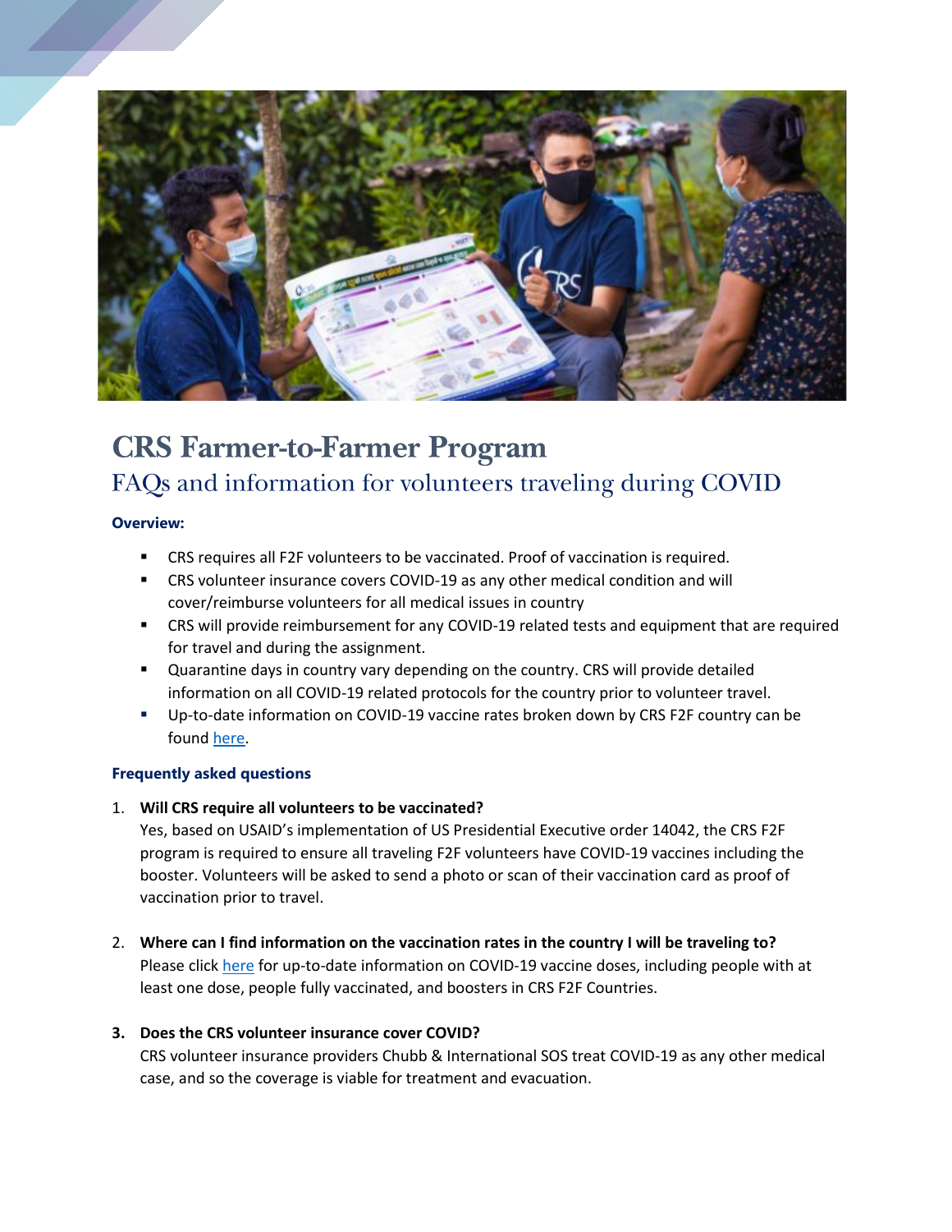# CRS Farmer-to-Farmer Program

## FAQs and information for volunteers traveling during COVID

**Overview:**

- CRS requires all F2F volunteers to be vaccinated. Proof of vaccination is required.
- CRS volunteer insurance covers COVID-19 as any other medical condition and will cover/reimburse volunteers for all medical issues in country
- CRS will provide reimbursement for any COVID-19 related tests and equipment that are required for travel and during the assignment.
- Quarantine days in country vary depending on the country. CRS will provide detailed information on all COVID-19 related protocols for the country prior to volunteer travel.
- Up-to-date information on COVID-19 vaccine rates broken down by CRS F2F country can be found here.

**Frequently asked questions**

1. **Will CRS require all volunteers to be vaccinated?**
   Yes, based on USAID's implementation of US Presidential Executive order 14042, the CRS F2F program is required to ensure all traveling F2F volunteers have COVID-19 vaccines including the booster. Volunteers will be asked to send a photo or scan of their vaccination card as proof of vaccination prior to travel.

2. **Where can I find information on the vaccination rates in the country I will be traveling to?**
   Please click here for up-to-date information on COVID-19 vaccine doses, including people with at least one dose, people fully vaccinated, and boosters in CRS F2F Countries.

3. **Does the CRS volunteer insurance cover COVID?**
   CRS volunteer insurance providers Chubb & International SOS treat COVID-19 as any other medical case, and so the coverage is viable for treatment and evacuation.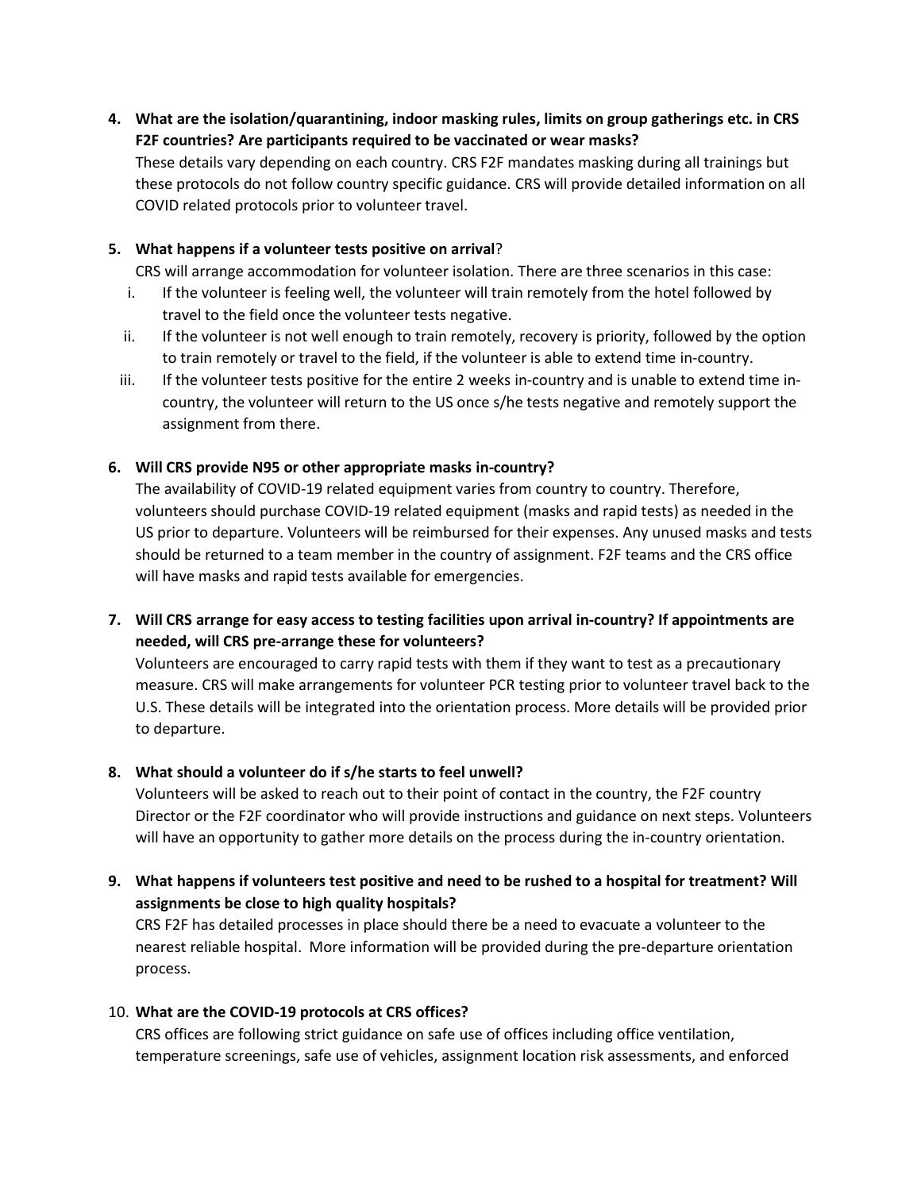4. **What are the isolation/quarantining, indoor masking rules, limits on group gatherings etc. in CRS F2F countries? Are participants required to be vaccinated or wear masks?**
   These details vary depending on each country. CRS F2F mandates masking during all trainings but these protocols do not follow country specific guidance. CRS will provide detailed information on all COVID related protocols prior to volunteer travel.

5. **What happens if a volunteer tests positive on arrival**?
   CRS will arrange accommodation for volunteer isolation. There are three scenarios in this case:
   i. If the volunteer is feeling well, the volunteer will train remotely from the hotel followed by travel to the field once the volunteer tests negative.
   ii. If the volunteer is not well enough to train remotely, recovery is priority, followed by the option to train remotely or travel to the field, if the volunteer is able to extend time in-country.
   iii. If the volunteer tests positive for the entire 2 weeks in-country and is unable to extend time in-country, the volunteer will return to the US once s/he tests negative and remotely support the assignment from there.

6. **Will CRS provide N95 or other appropriate masks in-country?**
   The availability of COVID-19 related equipment varies from country to country. Therefore, volunteers should purchase COVID-19 related equipment (masks and rapid tests) as needed in the US prior to departure. Volunteers will be reimbursed for their expenses. Any unused masks and tests should be returned to a team member in the country of assignment. F2F teams and the CRS office will have masks and rapid tests available for emergencies.

7. **Will CRS arrange for easy access to testing facilities upon arrival in-country? If appointments are needed, will CRS pre-arrange these for volunteers?**
   Volunteers are encouraged to carry rapid tests with them if they want to test as a precautionary measure. CRS will make arrangements for volunteer PCR testing prior to volunteer travel back to the U.S. These details will be integrated into the orientation process. More details will be provided prior to departure.

8. **What should a volunteer do if s/he starts to feel unwell?**
   Volunteers will be asked to reach out to their point of contact in the country, the F2F country Director or the F2F coordinator who will provide instructions and guidance on next steps. Volunteers will have an opportunity to gather more details on the process during the in-country orientation.

9. **What happens if volunteers test positive and need to be rushed to a hospital for treatment? Will assignments be close to high quality hospitals?**
   CRS F2F has detailed processes in place should there be a need to evacuate a volunteer to the nearest reliable hospital. More information will be provided during the pre-departure orientation process.

10. **What are the COVID-19 protocols at CRS offices?**
    CRS offices are following strict guidance on safe use of offices including office ventilation, temperature screenings, safe use of vehicles, assignment location risk assessments, and enforced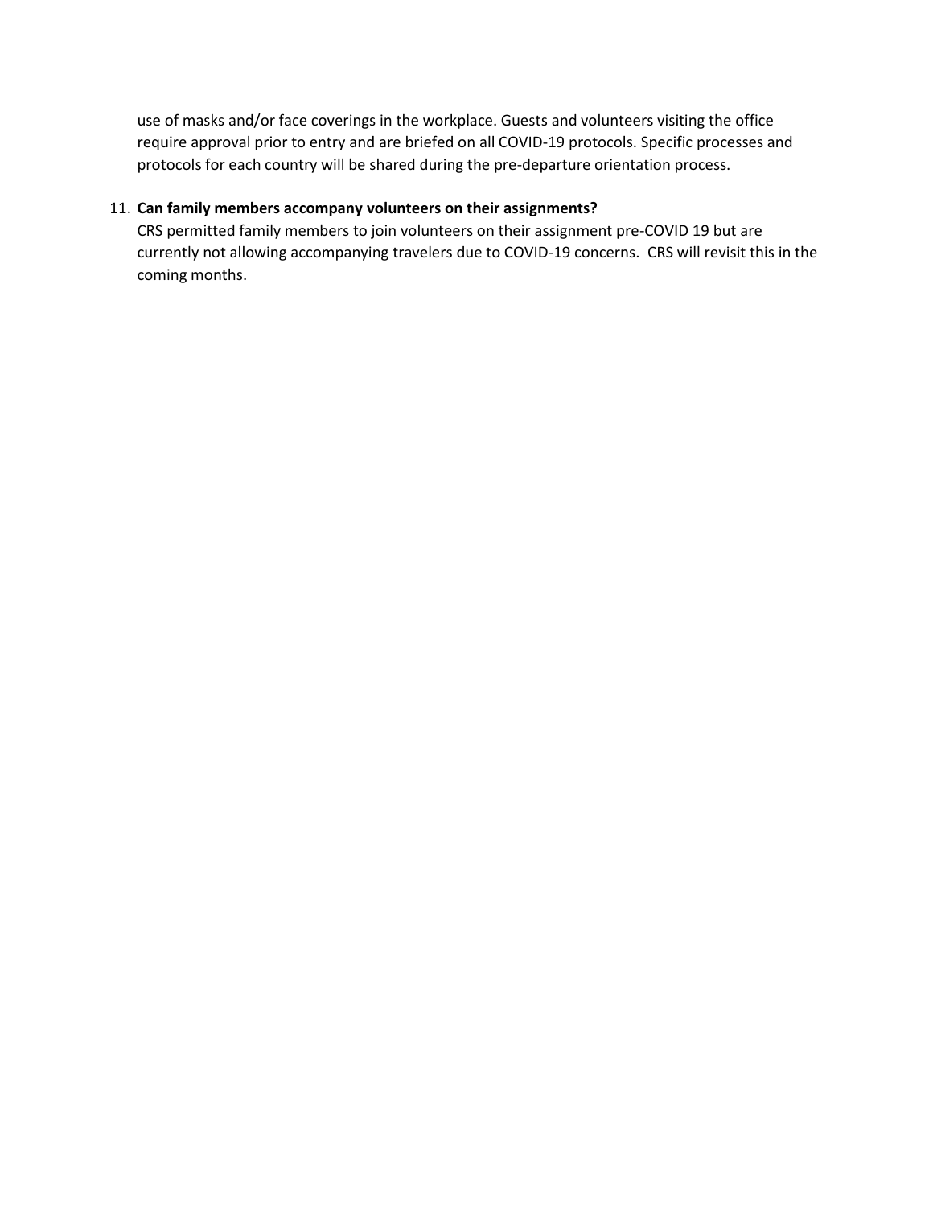use of masks and/or face coverings in the workplace. Guests and volunteers visiting the office require approval prior to entry and are briefed on all COVID-19 protocols. Specific processes and protocols for each country will be shared during the pre-departure orientation process.

11. **Can family members accompany volunteers on their assignments?**
    CRS permitted family members to join volunteers on their assignment pre-COVID 19 but are currently not allowing accompanying travelers due to COVID-19 concerns. CRS will revisit this in the coming months.